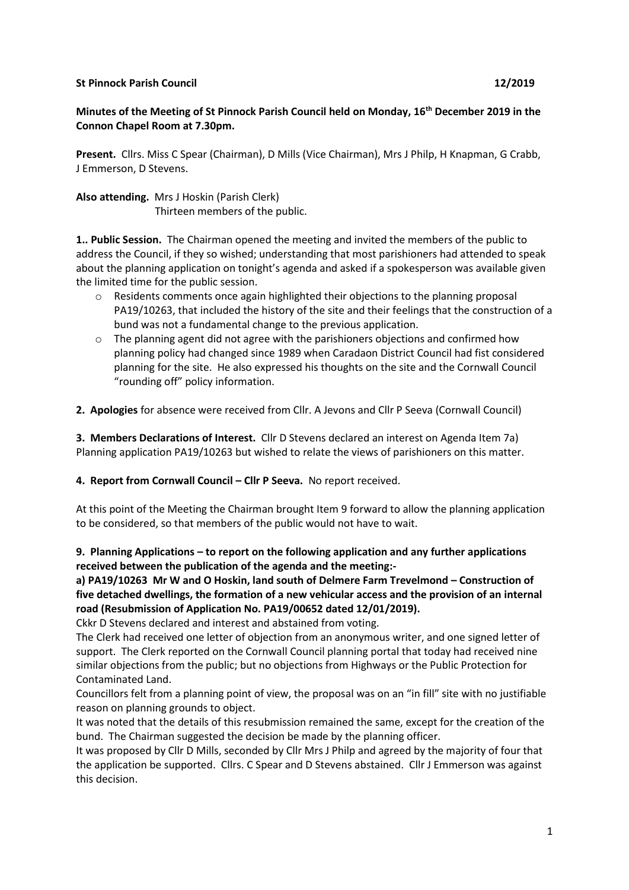**St Pinnock Parish Council 12/2019**

**Minutes of the Meeting of St Pinnock Parish Council held on Monday, 16th December 2019 in the Connon Chapel Room at 7.30pm.**

**Present.** Cllrs. Miss C Spear (Chairman), D Mills (Vice Chairman), Mrs J Philp, H Knapman, G Crabb, J Emmerson, D Stevens.

**Also attending.** Mrs J Hoskin (Parish Clerk)
Thirteen members of the public.

**1.. Public Session.** The Chairman opened the meeting and invited the members of the public to address the Council, if they so wished; understanding that most parishioners had attended to speak about the planning application on tonight's agenda and asked if a spokesperson was available given the limited time for the public session.

- Residents comments once again highlighted their objections to the planning proposal PA19/10263, that included the history of the site and their feelings that the construction of a bund was not a fundamental change to the previous application.
- The planning agent did not agree with the parishioners objections and confirmed how planning policy had changed since 1989 when Caradaon District Council had fist considered planning for the site. He also expressed his thoughts on the site and the Cornwall Council "rounding off" policy information.

**2. Apologies** for absence were received from Cllr. A Jevons and Cllr P Seeva (Cornwall Council)

**3. Members Declarations of Interest.** Cllr D Stevens declared an interest on Agenda Item 7a) Planning application PA19/10263 but wished to relate the views of parishioners on this matter.

**4. Report from Cornwall Council – Cllr P Seeva.** No report received.

At this point of the Meeting the Chairman brought Item 9 forward to allow the planning application to be considered, so that members of the public would not have to wait.

**9. Planning Applications – to report on the following application and any further applications received between the publication of the agenda and the meeting:-**

**a) PA19/10263 Mr W and O Hoskin, land south of Delmere Farm Trevelmond – Construction of five detached dwellings, the formation of a new vehicular access and the provision of an internal road (Resubmission of Application No. PA19/00652 dated 12/01/2019).**

Ckkr D Stevens declared and interest and abstained from voting.

The Clerk had received one letter of objection from an anonymous writer, and one signed letter of support. The Clerk reported on the Cornwall Council planning portal that today had received nine similar objections from the public; but no objections from Highways or the Public Protection for Contaminated Land.

Councillors felt from a planning point of view, the proposal was on an "in fill" site with no justifiable reason on planning grounds to object.

It was noted that the details of this resubmission remained the same, except for the creation of the bund. The Chairman suggested the decision be made by the planning officer.

It was proposed by Cllr D Mills, seconded by Cllr Mrs J Philp and agreed by the majority of four that the application be supported. Cllrs. C Spear and D Stevens abstained. Cllr J Emmerson was against this decision.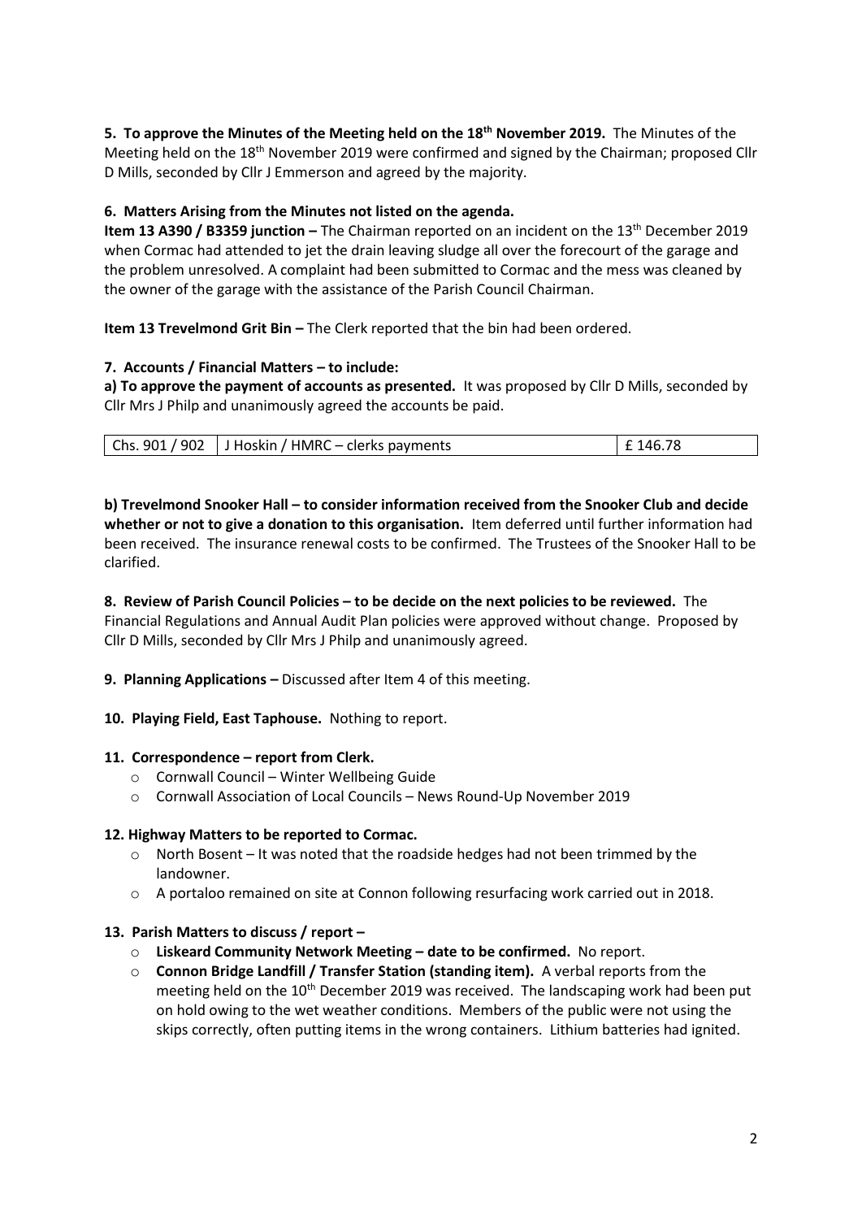**5. To approve the Minutes of the Meeting held on the 18th November 2019.** The Minutes of the Meeting held on the 18th November 2019 were confirmed and signed by the Chairman; proposed Cllr D Mills, seconded by Cllr J Emmerson and agreed by the majority.

**6. Matters Arising from the Minutes not listed on the agenda.**

**Item 13 A390 / B3359 junction –** The Chairman reported on an incident on the 13th December 2019 when Cormac had attended to jet the drain leaving sludge all over the forecourt of the garage and the problem unresolved. A complaint had been submitted to Cormac and the mess was cleaned by the owner of the garage with the assistance of the Parish Council Chairman.

**Item 13 Trevelmond Grit Bin –** The Clerk reported that the bin had been ordered.

**7. Accounts / Financial Matters – to include:**

**a) To approve the payment of accounts as presented.** It was proposed by Cllr D Mills, seconded by Cllr Mrs J Philp and unanimously agreed the accounts be paid.

| Chs. 901 / 902 | J Hoskin / HMRC – clerks payments | £ 146.78 |
|---|---|---|

**b) Trevelmond Snooker Hall – to consider information received from the Snooker Club and decide whether or not to give a donation to this organisation.** Item deferred until further information had been received. The insurance renewal costs to be confirmed. The Trustees of the Snooker Hall to be clarified.

**8. Review of Parish Council Policies – to be decide on the next policies to be reviewed.** The Financial Regulations and Annual Audit Plan policies were approved without change. Proposed by Cllr D Mills, seconded by Cllr Mrs J Philp and unanimously agreed.

**9. Planning Applications –** Discussed after Item 4 of this meeting.

**10. Playing Field, East Taphouse.** Nothing to report.

**11. Correspondence – report from Clerk.**

- Cornwall Council – Winter Wellbeing Guide
- Cornwall Association of Local Councils – News Round-Up November 2019

**12. Highway Matters to be reported to Cormac.**

- North Bosent – It was noted that the roadside hedges had not been trimmed by the landowner.
- A portaloo remained on site at Connon following resurfacing work carried out in 2018.

**13. Parish Matters to discuss / report –**

- **Liskeard Community Network Meeting – date to be confirmed.** No report.
- **Connon Bridge Landfill / Transfer Station (standing item).** A verbal reports from the meeting held on the 10th December 2019 was received. The landscaping work had been put on hold owing to the wet weather conditions. Members of the public were not using the skips correctly, often putting items in the wrong containers. Lithium batteries had ignited.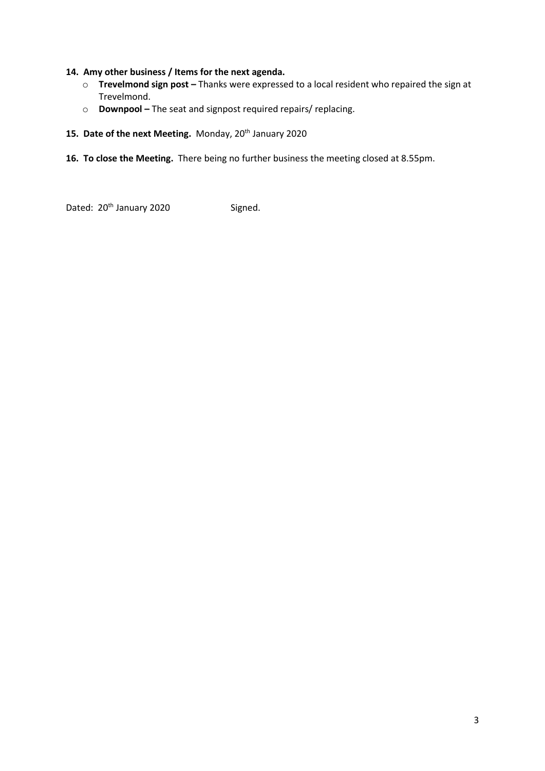**14. Amy other business / Items for the next agenda.**

- **Trevelmond sign post –** Thanks were expressed to a local resident who repaired the sign at Trevelmond.
- **Downpool –** The seat and signpost required repairs/ replacing.

**15. Date of the next Meeting.** Monday, 20th January 2020

**16. To close the Meeting.** There being no further business the meeting closed at 8.55pm.

Dated: 20th January 2020 Signed.